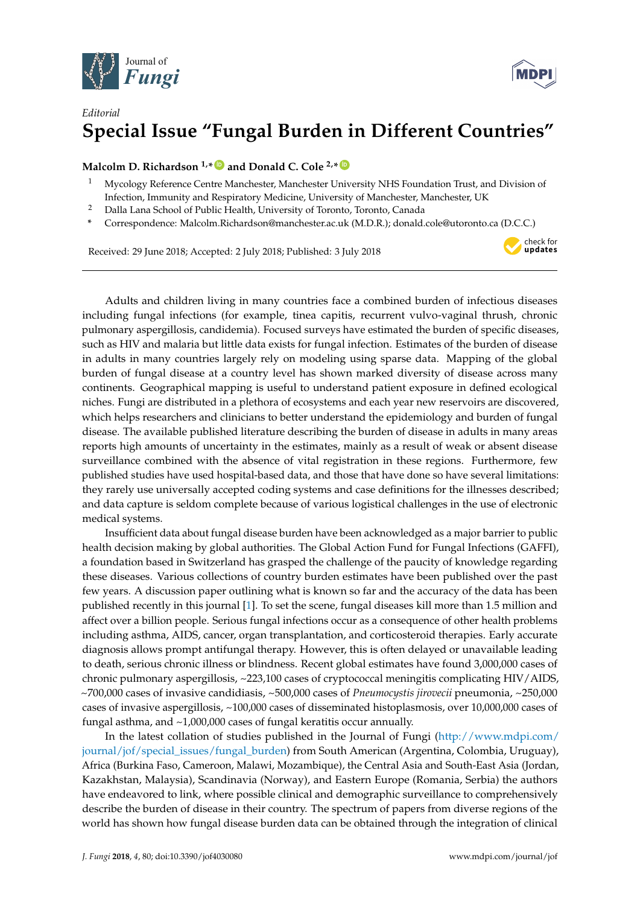Editorial

# Special Issue "Fungal Burden in Different Countries"

**Malcolm D. Richardson [1,*] and Donald C. Cole [2,*]**

[1] Mycology Reference Centre Manchester, Manchester University NHS Foundation Trust, and Division of Infection, Immunity and Respiratory Medicine, University of Manchester, Manchester, UK

[2] Dalla Lana School of Public Health, University of Toronto, Toronto, Canada

* Correspondence: Malcolm.Richardson@manchester.ac.uk (M.D.R.); donald.cole@utoronto.ca (D.C.C.)

Received: 29 June 2018; Accepted: 2 July 2018; Published: 3 July 2018

Adults and children living in many countries face a combined burden of infectious diseases including fungal infections (for example, tinea capitis, recurrent vulvo-vaginal thrush, chronic pulmonary aspergillosis, candidemia). Focused surveys have estimated the burden of specific diseases, such as HIV and malaria but little data exists for fungal infection. Estimates of the burden of disease in adults in many countries largely rely on modeling using sparse data. Mapping of the global burden of fungal disease at a country level has shown marked diversity of disease across many continents. Geographical mapping is useful to understand patient exposure in defined ecological niches. Fungi are distributed in a plethora of ecosystems and each year new reservoirs are discovered, which helps researchers and clinicians to better understand the epidemiology and burden of fungal disease. The available published literature describing the burden of disease in adults in many areas reports high amounts of uncertainty in the estimates, mainly as a result of weak or absent disease surveillance combined with the absence of vital registration in these regions. Furthermore, few published studies have used hospital-based data, and those that have done so have several limitations: they rarely use universally accepted coding systems and case definitions for the illnesses described; and data capture is seldom complete because of various logistical challenges in the use of electronic medical systems.

Insufficient data about fungal disease burden have been acknowledged as a major barrier to public health decision making by global authorities. The Global Action Fund for Fungal Infections (GAFFI), a foundation based in Switzerland has grasped the challenge of the paucity of knowledge regarding these diseases. Various collections of country burden estimates have been published over the past few years. A discussion paper outlining what is known so far and the accuracy of the data has been published recently in this journal [1]. To set the scene, fungal diseases kill more than 1.5 million and affect over a billion people. Serious fungal infections occur as a consequence of other health problems including asthma, AIDS, cancer, organ transplantation, and corticosteroid therapies. Early accurate diagnosis allows prompt antifungal therapy. However, this is often delayed or unavailable leading to death, serious chronic illness or blindness. Recent global estimates have found 3,000,000 cases of chronic pulmonary aspergillosis, ~223,100 cases of cryptococcal meningitis complicating HIV/AIDS, ~700,000 cases of invasive candidiasis, ~500,000 cases of *Pneumocystis jirovecii* pneumonia, ~250,000 cases of invasive aspergillosis, ~100,000 cases of disseminated histoplasmosis, over 10,000,000 cases of fungal asthma, and ~1,000,000 cases of fungal keratitis occur annually.

In the latest collation of studies published in the Journal of Fungi (http://www.mdpi.com/journal/jof/special_issues/fungal_burden) from South American (Argentina, Colombia, Uruguay), Africa (Burkina Faso, Cameroon, Malawi, Mozambique), the Central Asia and South-East Asia (Jordan, Kazakhstan, Malaysia), Scandinavia (Norway), and Eastern Europe (Romania, Serbia) the authors have endeavored to link, where possible clinical and demographic surveillance to comprehensively describe the burden of disease in their country. The spectrum of papers from diverse regions of the world has shown how fungal disease burden data can be obtained through the integration of clinical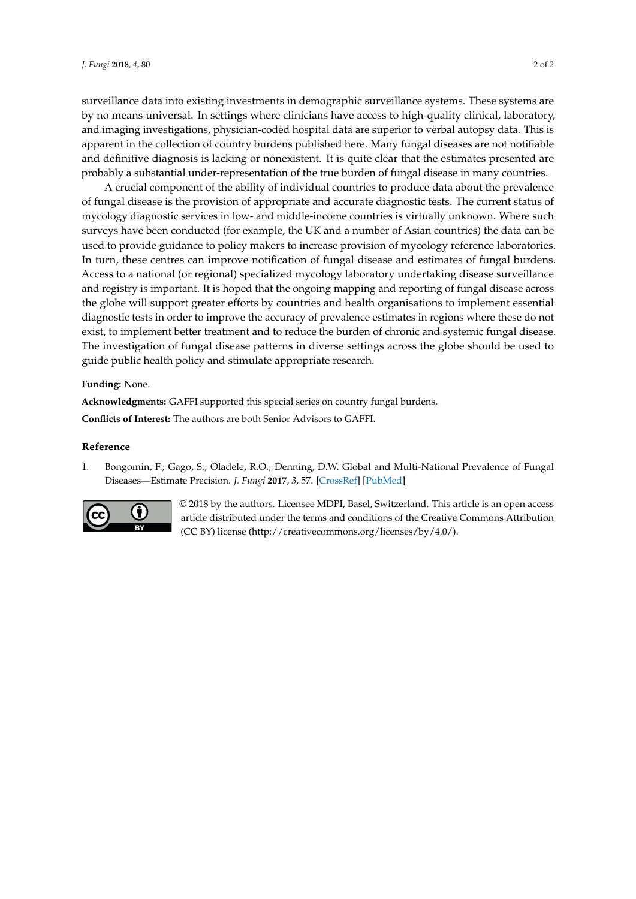surveillance data into existing investments in demographic surveillance systems. These systems are by no means universal. In settings where clinicians have access to high-quality clinical, laboratory, and imaging investigations, physician-coded hospital data are superior to verbal autopsy data. This is apparent in the collection of country burdens published here. Many fungal diseases are not notifiable and definitive diagnosis is lacking or nonexistent. It is quite clear that the estimates presented are probably a substantial under-representation of the true burden of fungal disease in many countries.

A crucial component of the ability of individual countries to produce data about the prevalence of fungal disease is the provision of appropriate and accurate diagnostic tests. The current status of mycology diagnostic services in low- and middle-income countries is virtually unknown. Where such surveys have been conducted (for example, the UK and a number of Asian countries) the data can be used to provide guidance to policy makers to increase provision of mycology reference laboratories. In turn, these centres can improve notification of fungal disease and estimates of fungal burdens. Access to a national (or regional) specialized mycology laboratory undertaking disease surveillance and registry is important. It is hoped that the ongoing mapping and reporting of fungal disease across the globe will support greater efforts by countries and health organisations to implement essential diagnostic tests in order to improve the accuracy of prevalence estimates in regions where these do not exist, to implement better treatment and to reduce the burden of chronic and systemic fungal disease. The investigation of fungal disease patterns in diverse settings across the globe should be used to guide public health policy and stimulate appropriate research.

**Funding:** None.

**Acknowledgments:** GAFFI supported this special series on country fungal burdens.

**Conflicts of Interest:** The authors are both Senior Advisors to GAFFI.

## Reference

1. Bongomin, F.; Gago, S.; Oladele, R.O.; Denning, D.W. Global and Multi-National Prevalence of Fungal Diseases—Estimate Precision. *J. Fungi* **2017**, *3*, 57. [CrossRef] [PubMed]

© 2018 by the authors. Licensee MDPI, Basel, Switzerland. This article is an open access article distributed under the terms and conditions of the Creative Commons Attribution (CC BY) license (http://creativecommons.org/licenses/by/4.0/).